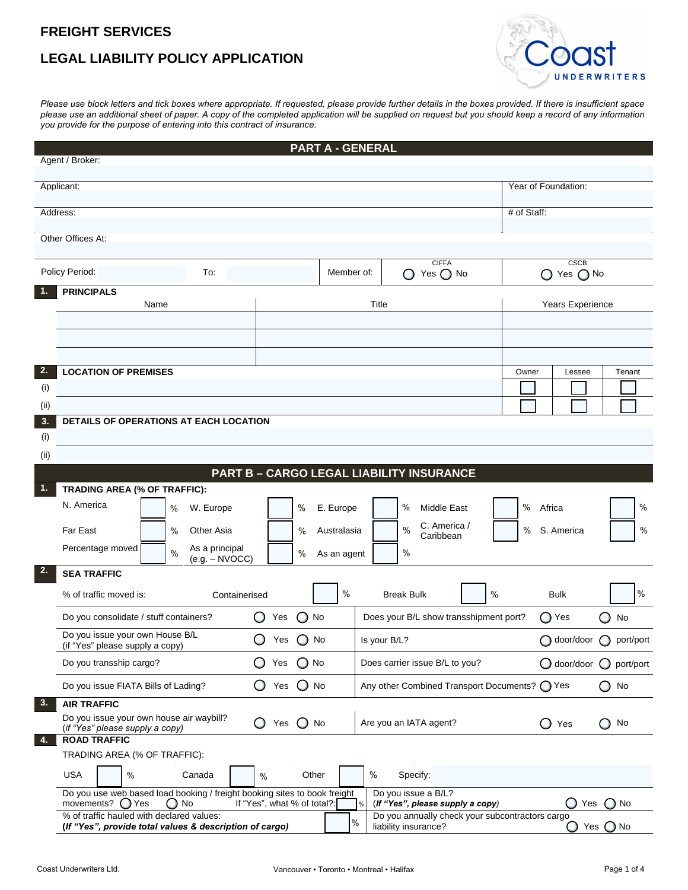# FREIGHT SERVICES

# LEGAL LIABILITY POLICY APPLICATION

Coast UNDERWRITERS

*Please use block letters and tick boxes where appropriate. If requested, please provide further details in the boxes provided. If there is insufficient space please use an additional sheet of paper. A copy of the completed application will be supplied on request but you should keep a record of any information you provide for the purpose of entering into this contract of insurance.*

## PART A - GENERAL

| | |
|---|---|
| Agent / Broker: | |
| Applicant: | Year of Foundation: |
| Address: | # of Staff: |
| Other Offices At: | |

| Policy Period: | To: | Member of: | CIFFA ◯ Yes ◯ No | CSCB ◯ Yes ◯ No |
|---|---|---|---|---|

### 1. PRINCIPALS

| Name | Title | Years Experience |
|---|---|---|
| | | |
| | | |
| | | |

### 2. LOCATION OF PREMISES

| | | Owner | Lessee | Tenant |
|---|---|---|---|---|
| (i) | | ☐ | ☐ | ☐ |
| (ii) | | ☐ | ☐ | ☐ |

### 3. DETAILS OF OPERATIONS AT EACH LOCATION

(i)

(ii)

## PART B – CARGO LEGAL LIABILITY INSURANCE

### 1. TRADING AREA (% OF TRAFFIC):

| | | | | | | | | | |
|---|---|---|---|---|---|---|---|---|---|
| N. America | % | W. Europe | % | E. Europe | % | Middle East | % | Africa | % |
| Far East | % | Other Asia | % | Australasia | % | C. America / Caribbean | % | S. America | % |
| Percentage moved | % | As a principal (e.g. – NVOCC) | % | As an agent | % | | | | |

### 2. SEA TRAFFIC

% of traffic moved is: Containerised ___ % Break Bulk ___ % Bulk ___ %

| | | | |
|---|---|---|---|
| Do you consolidate / stuff containers? | ◯ Yes ◯ No | Does your B/L show transshipment port? | ◯ Yes ◯ No |
| Do you issue your own House B/L (if "Yes" please supply a copy) | ◯ Yes ◯ No | Is your B/L? | ◯ door/door ◯ port/port |
| Do you transship cargo? | ◯ Yes ◯ No | Does carrier issue B/L to you? | ◯ door/door ◯ port/port |
| Do you issue FIATA Bills of Lading? | ◯ Yes ◯ No | Any other Combined Transport Documents? | ◯ Yes ◯ No |

### 3. AIR TRAFFIC

| | | | |
|---|---|---|---|
| Do you issue your own house air waybill? *(if "Yes" please supply a copy)* | ◯ Yes ◯ No | Are you an IATA agent? | ◯ Yes ◯ No |

### 4. ROAD TRAFFIC

TRADING AREA (% OF TRAFFIC):

USA ___ % Canada ___ % Other ___ % Specify:

| | |
|---|---|
| Do you use web based load booking / freight booking sites to book freight movements? ◯ Yes ◯ No If "Yes", what % of total?: ___ % | Do you issue a B/L? ***(If "Yes", please supply a copy)*** ◯ Yes ◯ No |
| % of traffic hauled with declared values: ***(If "Yes", provide total values & description of cargo)*** ___ % | Do you annually check your subcontractors cargo liability insurance? ◯ Yes ◯ No |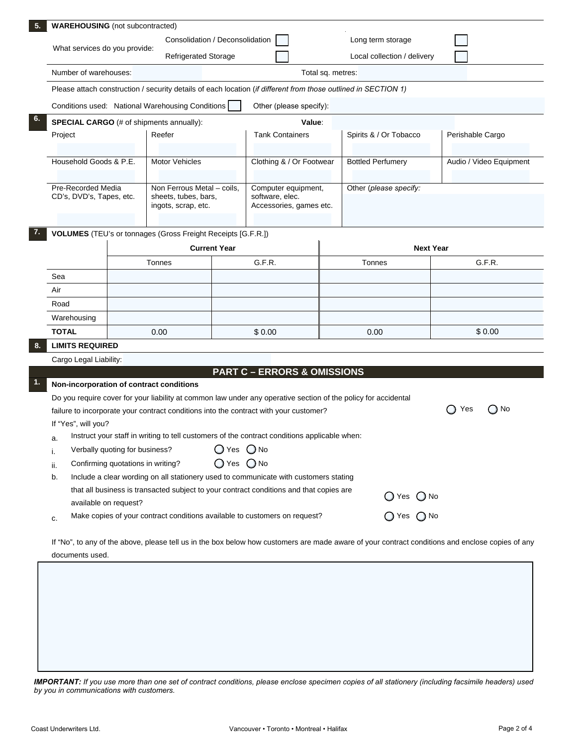**5. WAREHOUSING** (not subcontracted)

What services do you provide:

| | | | |
|---|---|---|---|
| Consolidation / Deconsolidation | ☐ | Long term storage | ☐ |
| Refrigerated Storage | ☐ | Local collection / delivery | ☐ |

Number of warehouses: ____________ Total sq. metres: ____________

Please attach construction / security details of each location (*if different from those outlined in SECTION 1)*

Conditions used: National Warehousing Conditions ☐ Other (please specify): ____________

**6. SPECIAL CARGO** (# of shipments annually): **Value**: ____________

| Project | Reefer | Tank Containers | Spirits & / Or Tobacco | Perishable Cargo |
|---|---|---|---|---|
| | | | | |
| Household Goods & P.E. | Motor Vehicles | Clothing & / Or Footwear | Bottled Perfumery | Audio / Video Equipment |
| | | | | |
| Pre-Recorded Media CD's, DVD's, Tapes, etc. | Non Ferrous Metal – coils, sheets, tubes, bars, ingots, scrap, etc. | Computer equipment, software, elec. Accessories, games etc. | Other (*please specify:* | |
| | | | | |

**7. VOLUMES** (TEU's or tonnages (Gross Freight Receipts [G.F.R.])

| | Current Year | | Next Year | |
|---|---|---|---|---|
| | Tonnes | G.F.R. | Tonnes | G.F.R. |
| Sea | | | | |
| Air | | | | |
| Road | | | | |
| Warehousing | | | | |
| **TOTAL** | 0.00 | $ 0.00 | 0.00 | $ 0.00 |

**8. LIMITS REQUIRED**

Cargo Legal Liability: ____________

## PART C – ERRORS & OMISSIONS

**1. Non-incorporation of contract conditions**

Do you require cover for your liability at common law under any operative section of the policy for accidental failure to incorporate your contract conditions into the contract with your customer? ○ Yes ○ No

If "Yes", will you?

a. Instruct your staff in writing to tell customers of the contract conditions applicable when:

i. Verbally quoting for business? ○ Yes ○ No

ii. Confirming quotations in writing? ○ Yes ○ No

b. Include a clear wording on all stationery used to communicate with customers stating that all business is transacted subject to your contract conditions and that copies are available on request? ○ Yes ○ No

c. Make copies of your contract conditions available to customers on request? ○ Yes ○ No

If "No", to any of the above, please tell us in the box below how customers are made aware of your contract conditions and enclose copies of any documents used.

| |
|---|
| |

***IMPORTANT:*** *If you use more than one set of contract conditions, please enclose specimen copies of all stationery (including facsimile headers) used by you in communications with customers.*

Coast Underwriters Ltd. Vancouver • Toronto • Montreal • Halifax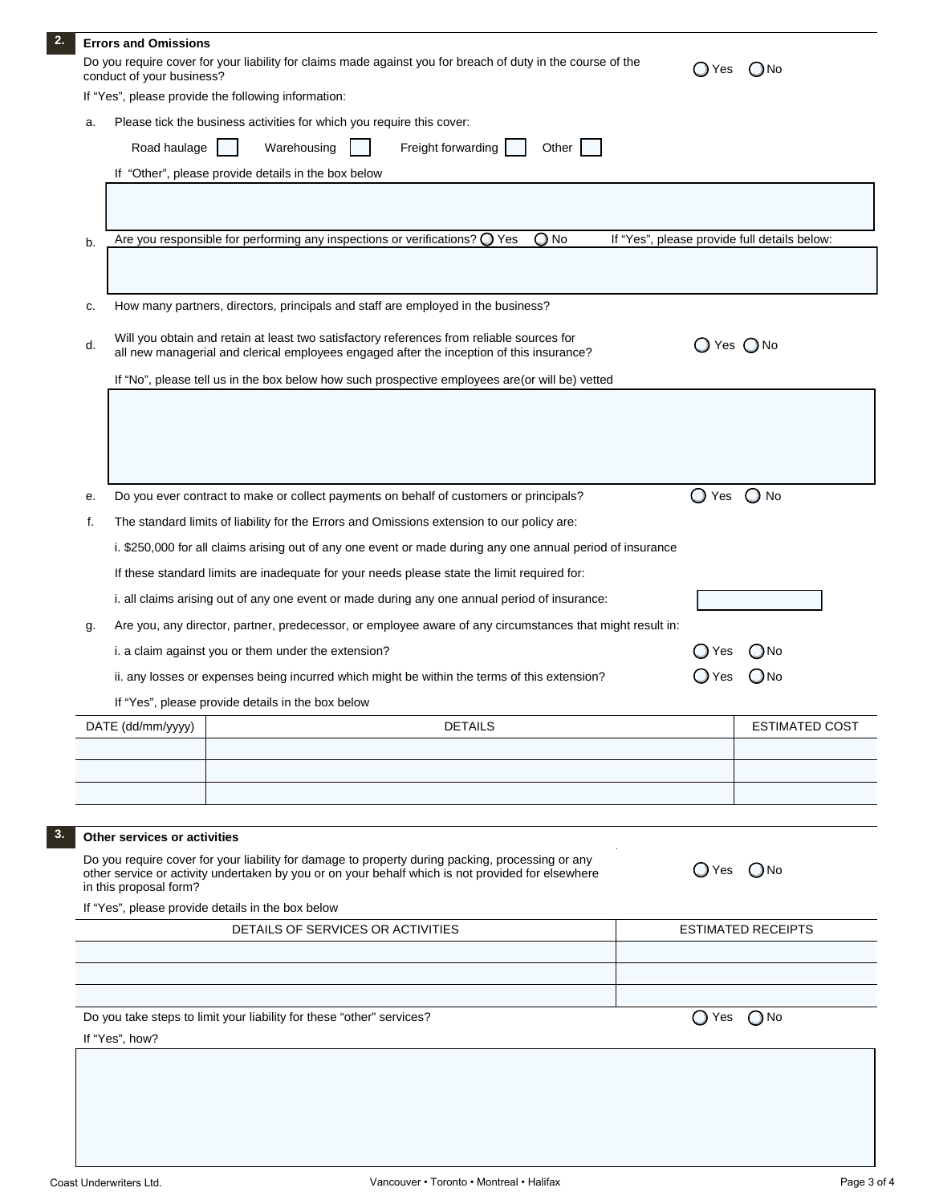## 2. Errors and Omissions

Do you require cover for your liability for claims made against you for breach of duty in the course of the conduct of your business? ◯ Yes ◯ No

If "Yes", please provide the following information:

a. Please tick the business activities for which you require this cover:

Road haulage ☐ Warehousing ☐ Freight forwarding ☐ Other ☐

If "Other", please provide details in the box below

b. Are you responsible for performing any inspections or verifications? ◯ Yes ◯ No If "Yes", please provide full details below:

c. How many partners, directors, principals and staff are employed in the business?

d. Will you obtain and retain at least two satisfactory references from reliable sources for all new managerial and clerical employees engaged after the inception of this insurance? ◯ Yes ◯ No

If "No", please tell us in the box below how such prospective employees are(or will be) vetted

e. Do you ever contract to make or collect payments on behalf of customers or principals? ◯ Yes ◯ No

f. The standard limits of liability for the Errors and Omissions extension to our policy are:

i. $250,000 for all claims arising out of any one event or made during any one annual period of insurance

If these standard limits are inadequate for your needs please state the limit required for:

i. all claims arising out of any one event or made during any one annual period of insurance:

g. Are you, any director, partner, predecessor, or employee aware of any circumstances that might result in:

i. a claim against you or them under the extension? ◯ Yes ◯ No

ii. any losses or expenses being incurred which might be within the terms of this extension? ◯ Yes ◯ No

If "Yes", please provide details in the box below

| DATE (dd/mm/yyyy) | DETAILS | ESTIMATED COST |
|---|---|---|
| | | |
| | | |
| | | |

## 3. Other services or activities

Do you require cover for your liability for damage to property during packing, processing or any other service or activity undertaken by you or on your behalf which is not provided for elsewhere in this proposal form? ◯ Yes ◯ No

If "Yes", please provide details in the box below

| DETAILS OF SERVICES OR ACTIVITIES | ESTIMATED RECEIPTS |
|---|---|
| | |
| | |
| | |

Do you take steps to limit your liability for these "other" services? ◯ Yes ◯ No

If "Yes", how?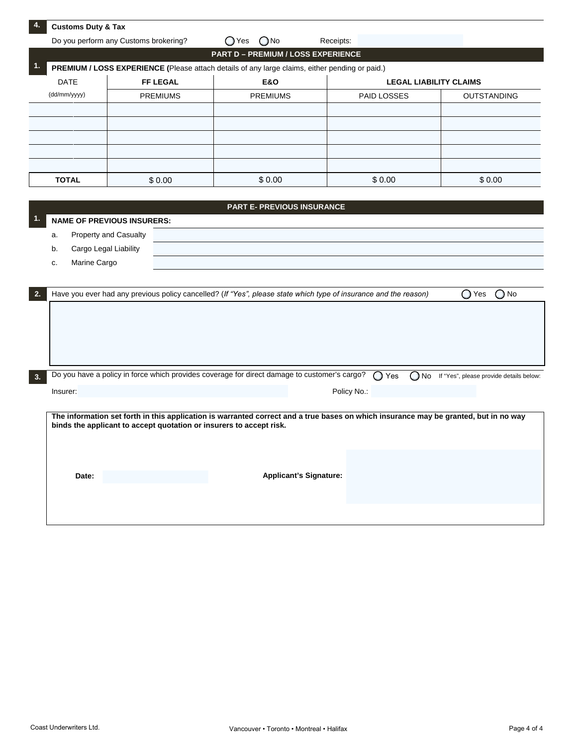**4.** **Customs Duty & Tax**

Do you perform any Customs brokering? ◯ Yes ◯ No Receipts:

## PART D – PREMIUM / LOSS EXPERIENCE

**1.** **PREMIUM / LOSS EXPERIENCE (**Please attach details of any large claims, either pending or paid.)

| DATE | FF LEGAL | E&O | LEGAL LIABILITY CLAIMS | |
|---|---|---|---|---|
| (dd/mm/yyyy) | PREMIUMS | PREMIUMS | PAID LOSSES | OUTSTANDING |
| | | | | |
| | | | | |
| | | | | |
| | | | | |
| | | | | |
| **TOTAL** | $ 0.00 | $ 0.00 | $ 0.00 | $ 0.00 |

## PART E- PREVIOUS INSURANCE

**1.** **NAME OF PREVIOUS INSURERS:**

a. Property and Casualty

b. Cargo Legal Liability

c. Marine Cargo

**2.** Have you ever had any previous policy cancelled? (*If "Yes", please state which type of insurance and the reason)* ◯ Yes ◯ No

**3.** Do you have a policy in force which provides coverage for direct damage to customer's cargo? ◯ Yes ◯ No If "Yes", please provide details below:

Insurer: Policy No.:

**The information set forth in this application is warranted correct and a true bases on which insurance may be granted, but in no way binds the applicant to accept quotation or insurers to accept risk.**

**Date:** **Applicant's Signature:**

Coast Underwriters Ltd. Vancouver • Toronto • Montreal • Halifax